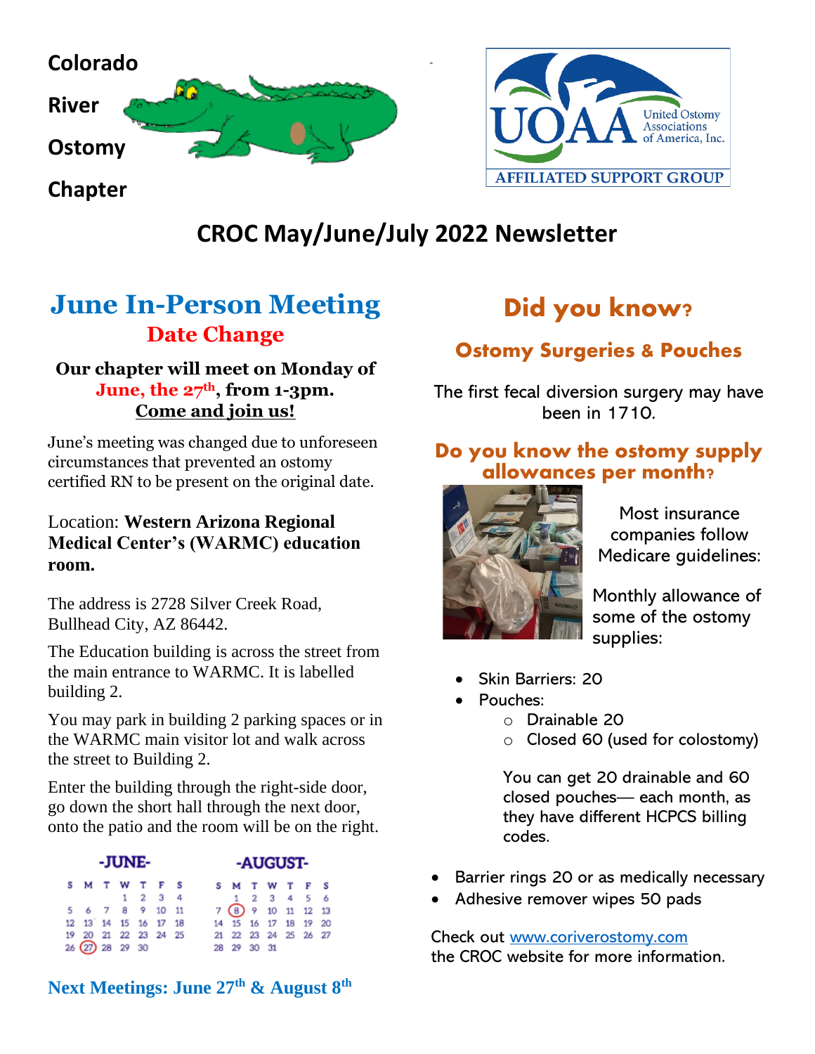Colorado

River

Ostomy

Chapter

United Ostomy Associations of America, Inc.

AFFILIATED SUPPORT GROUP

# CROC May/June/July 2022 Newsletter

## June In-Person Meeting

### Date Change

**Our chapter will meet on Monday of June, the 27th, from 1-3pm.**
**Come and join us!**

June's meeting was changed due to unforeseen circumstances that prevented an ostomy certified RN to be present on the original date.

Location: **Western Arizona Regional Medical Center's (WARMC) education room.**

The address is 2728 Silver Creek Road, Bullhead City, AZ 86442.

The Education building is across the street from the main entrance to WARMC. It is labelled building 2.

You may park in building 2 parking spaces or in the WARMC main visitor lot and walk across the street to Building 2.

Enter the building through the right-side door, go down the short hall through the next door, onto the patio and the room will be on the right.

-JUNE-

| S | M | T | W | T | F | S |
|---|---|---|---|---|---|---|
| | | | 1 | 2 | 3 | 4 |
| 5 | 6 | 7 | 8 | 9 | 10 | 11 |
| 12 | 13 | 14 | 15 | 16 | 17 | 18 |
| 19 | 20 | 21 | 22 | 23 | 24 | 25 |
| 26 | 27 | 28 | 29 | 30 | | |

-AUGUST-

| S | M | T | W | T | F | S |
|---|---|---|---|---|---|---|
| | 1 | 2 | 3 | 4 | 5 | 6 |
| 7 | 8 | 9 | 10 | 11 | 12 | 13 |
| 14 | 15 | 16 | 17 | 18 | 19 | 20 |
| 21 | 22 | 23 | 24 | 25 | 26 | 27 |
| 28 | 29 | 30 | 31 | | | |

**Next Meetings: June 27th & August 8th**

## Did you know?

### Ostomy Surgeries & Pouches

The first fecal diversion surgery may have been in 1710.

### Do you know the ostomy supply allowances per month?

Most insurance companies follow Medicare guidelines:

Monthly allowance of some of the ostomy supplies:

- Skin Barriers: 20
- Pouches:
  - Drainable 20
  - Closed 60 (used for colostomy)

You can get 20 drainable and 60 closed pouches— each month, as they have different HCPCS billing codes.

- Barrier rings 20 or as medically necessary
- Adhesive remover wipes 50 pads

Check out www.coriverostomy.com the CROC website for more information.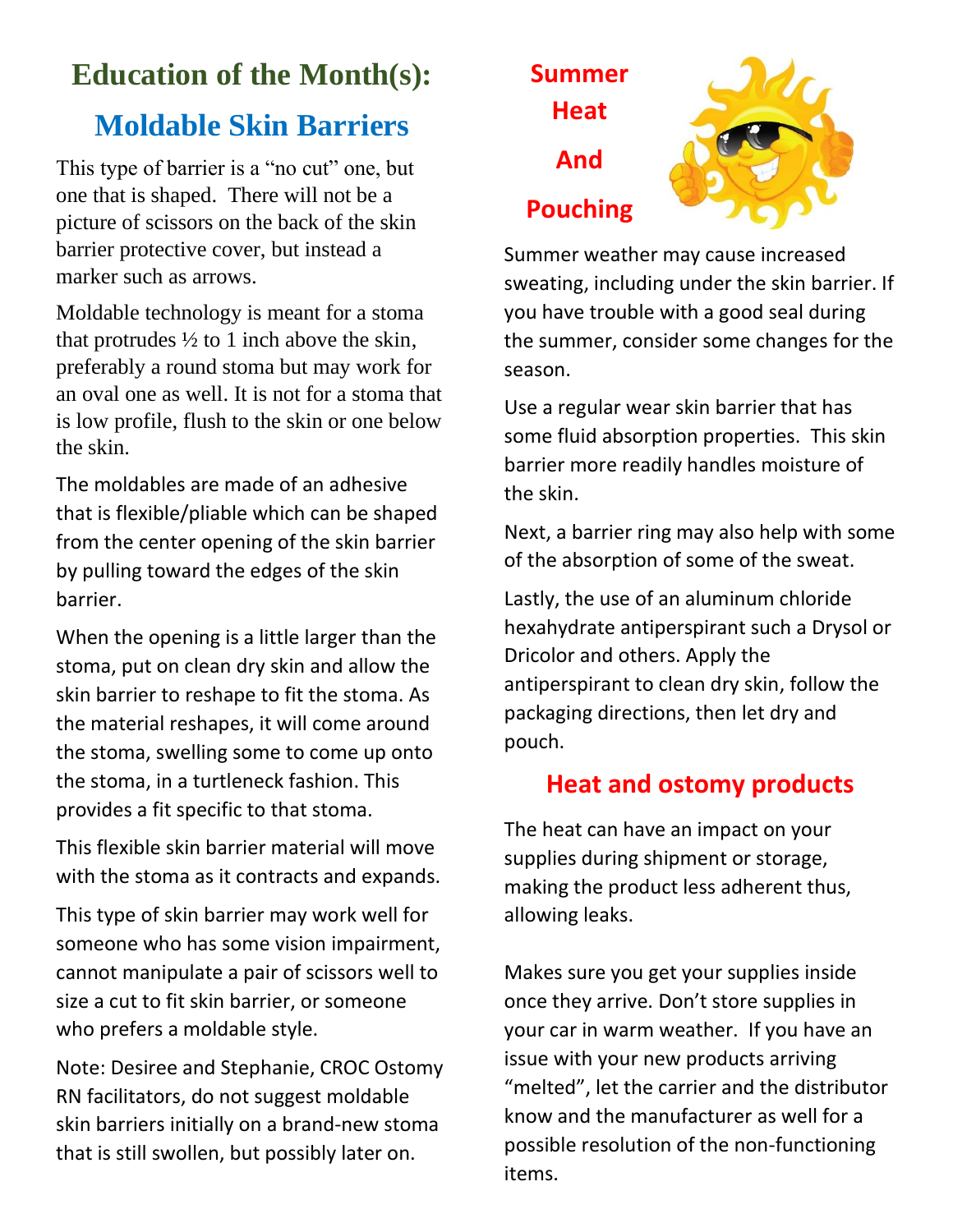# Education of the Month(s):

## Moldable Skin Barriers

This type of barrier is a "no cut" one, but one that is shaped. There will not be a picture of scissors on the back of the skin barrier protective cover, but instead a marker such as arrows.

Moldable technology is meant for a stoma that protrudes ½ to 1 inch above the skin, preferably a round stoma but may work for an oval one as well. It is not for a stoma that is low profile, flush to the skin or one below the skin.

The moldables are made of an adhesive that is flexible/pliable which can be shaped from the center opening of the skin barrier by pulling toward the edges of the skin barrier.

When the opening is a little larger than the stoma, put on clean dry skin and allow the skin barrier to reshape to fit the stoma. As the material reshapes, it will come around the stoma, swelling some to come up onto the stoma, in a turtleneck fashion. This provides a fit specific to that stoma.

This flexible skin barrier material will move with the stoma as it contracts and expands.

This type of skin barrier may work well for someone who has some vision impairment, cannot manipulate a pair of scissors well to size a cut to fit skin barrier, or someone who prefers a moldable style.

Note: Desiree and Stephanie, CROC Ostomy RN facilitators, do not suggest moldable skin barriers initially on a brand-new stoma that is still swollen, but possibly later on.

## Summer Heat And Pouching

Summer weather may cause increased sweating, including under the skin barrier. If you have trouble with a good seal during the summer, consider some changes for the season.

Use a regular wear skin barrier that has some fluid absorption properties. This skin barrier more readily handles moisture of the skin.

Next, a barrier ring may also help with some of the absorption of some of the sweat.

Lastly, the use of an aluminum chloride hexahydrate antiperspirant such a Drysol or Dricolor and others. Apply the antiperspirant to clean dry skin, follow the packaging directions, then let dry and pouch.

## Heat and ostomy products

The heat can have an impact on your supplies during shipment or storage, making the product less adherent thus, allowing leaks.

Makes sure you get your supplies inside once they arrive. Don't store supplies in your car in warm weather. If you have an issue with your new products arriving "melted", let the carrier and the distributor know and the manufacturer as well for a possible resolution of the non-functioning items.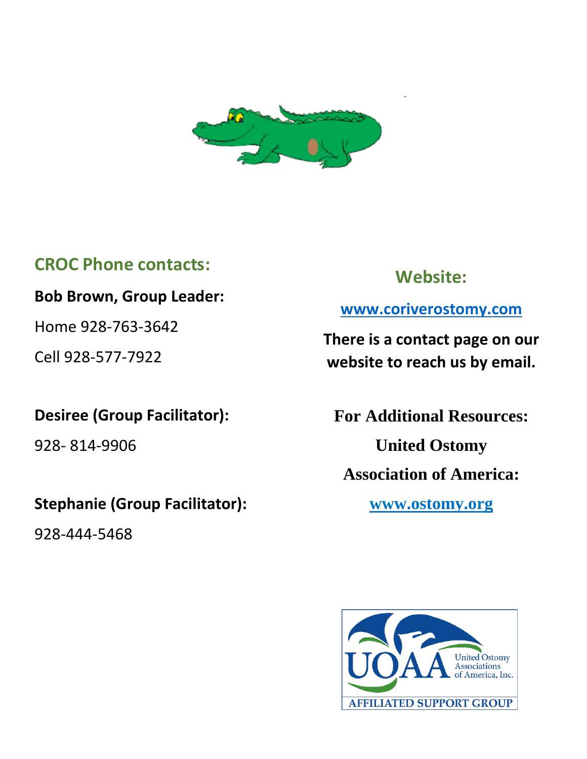## CROC Phone contacts:

**Bob Brown, Group Leader:**

Home 928-763-3642

Cell 928-577-7922

**Desiree (Group Facilitator):**

928- 814-9906

**Stephanie (Group Facilitator):**

928-444-5468

## Website:

**www.coriverostomy.com**

**There is a contact page on our website to reach us by email.**

**For Additional Resources:**

**United Ostomy**

**Association of America:**

**www.ostomy.org**

UOAA United Ostomy Associations of America, Inc.

AFFILIATED SUPPORT GROUP